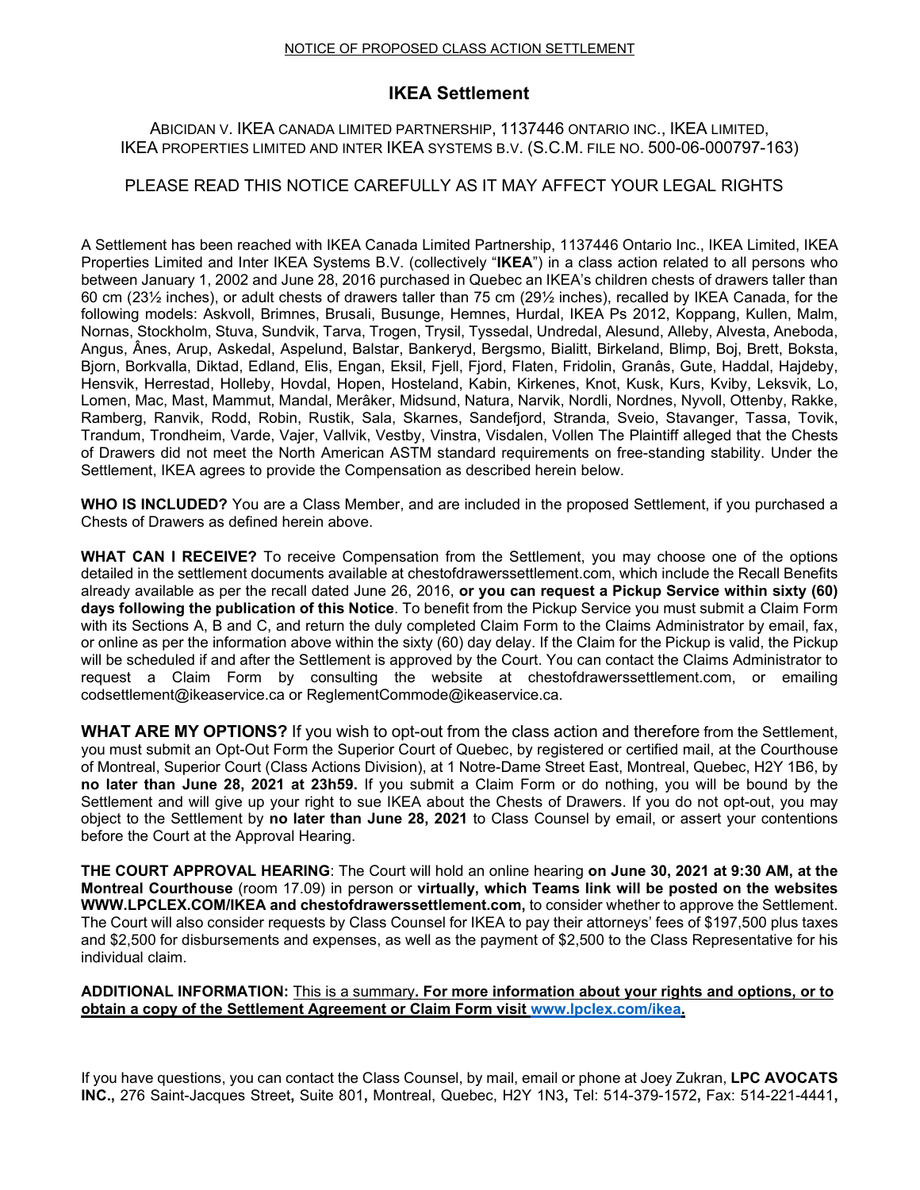NOTICE OF PROPOSED CLASS ACTION SETTLEMENT

# IKEA Settlement

ABICIDAN V. IKEA CANADA LIMITED PARTNERSHIP, 1137446 ONTARIO INC., IKEA LIMITED, IKEA PROPERTIES LIMITED AND INTER IKEA SYSTEMS B.V. (S.C.M. FILE NO. 500-06-000797-163)

PLEASE READ THIS NOTICE CAREFULLY AS IT MAY AFFECT YOUR LEGAL RIGHTS

A Settlement has been reached with IKEA Canada Limited Partnership, 1137446 Ontario Inc., IKEA Limited, IKEA Properties Limited and Inter IKEA Systems B.V. (collectively "**IKEA**") in a class action related to all persons who between January 1, 2002 and June 28, 2016 purchased in Quebec an IKEA's children chests of drawers taller than 60 cm (23½ inches), or adult chests of drawers taller than 75 cm (29½ inches), recalled by IKEA Canada, for the following models: Askvoll, Brimnes, Brusali, Busunge, Hemnes, Hurdal, IKEA Ps 2012, Koppang, Kullen, Malm, Nornas, Stockholm, Stuva, Sundvik, Tarva, Trogen, Trysil, Tyssedal, Undredal, Alesund, Alleby, Alvesta, Aneboda, Angus, Ânes, Arup, Askedal, Aspelund, Balstar, Bankeryd, Bergsmo, Bialitt, Birkeland, Blimp, Boj, Brett, Boksta, Bjorn, Borkvalla, Diktad, Edland, Elis, Engan, Eksil, Fjell, Fjord, Flaten, Fridolin, Granâs, Gute, Haddal, Hajdeby, Hensvik, Herrestad, Holleby, Hovdal, Hopen, Hosteland, Kabin, Kirkenes, Knot, Kusk, Kurs, Kviby, Leksvik, Lo, Lomen, Mac, Mast, Mammut, Mandal, Merâker, Midsund, Natura, Narvik, Nordli, Nordnes, Nyvoll, Ottenby, Rakke, Ramberg, Ranvik, Rodd, Robin, Rustik, Sala, Skarnes, Sandefjord, Stranda, Sveio, Stavanger, Tassa, Tovik, Trandum, Trondheim, Varde, Vajer, Vallvik, Vestby, Vinstra, Visdalen, Vollen The Plaintiff alleged that the Chests of Drawers did not meet the North American ASTM standard requirements on free-standing stability. Under the Settlement, IKEA agrees to provide the Compensation as described herein below.

**WHO IS INCLUDED?** You are a Class Member, and are included in the proposed Settlement, if you purchased a Chests of Drawers as defined herein above.

**WHAT CAN I RECEIVE?** To receive Compensation from the Settlement, you may choose one of the options detailed in the settlement documents available at chestofdrawerssettlement.com, which include the Recall Benefits already available as per the recall dated June 26, 2016, **or you can request a Pickup Service within sixty (60) days following the publication of this Notice**. To benefit from the Pickup Service you must submit a Claim Form with its Sections A, B and C, and return the duly completed Claim Form to the Claims Administrator by email, fax, or online as per the information above within the sixty (60) day delay. If the Claim for the Pickup is valid, the Pickup will be scheduled if and after the Settlement is approved by the Court. You can contact the Claims Administrator to request a Claim Form by consulting the website at chestofdrawerssettlement.com, or emailing codsettlement@ikeaservice.ca or ReglementCommode@ikeaservice.ca.

**WHAT ARE MY OPTIONS?** If you wish to opt-out from the class action and therefore from the Settlement, you must submit an Opt-Out Form the Superior Court of Quebec, by registered or certified mail, at the Courthouse of Montreal, Superior Court (Class Actions Division), at 1 Notre-Dame Street East, Montreal, Quebec, H2Y 1B6, by **no later than June 28, 2021 at 23h59.** If you submit a Claim Form or do nothing, you will be bound by the Settlement and will give up your right to sue IKEA about the Chests of Drawers. If you do not opt-out, you may object to the Settlement by **no later than June 28, 2021** to Class Counsel by email, or assert your contentions before the Court at the Approval Hearing.

**THE COURT APPROVAL HEARING**: The Court will hold an online hearing **on June 30, 2021 at 9:30 AM, at the Montreal Courthouse** (room 17.09) in person or **virtually, which Teams link will be posted on the websites WWW.LPCLEX.COM/IKEA and chestofdrawerssettlement.com,** to consider whether to approve the Settlement. The Court will also consider requests by Class Counsel for IKEA to pay their attorneys' fees of $197,500 plus taxes and $2,500 for disbursements and expenses, as well as the payment of $2,500 to the Class Representative for his individual claim.

**ADDITIONAL INFORMATION:** This is a summary**. For more information about your rights and options, or to obtain a copy of the Settlement Agreement or Claim Form visit www.lpclex.com/ikea.**

If you have questions, you can contact the Class Counsel, by mail, email or phone at Joey Zukran, **LPC AVOCATS INC.,** 276 Saint-Jacques Street**,** Suite 801**,** Montreal, Quebec, H2Y 1N3**,** Tel: 514-379-1572**,** Fax: 514-221-4441**,**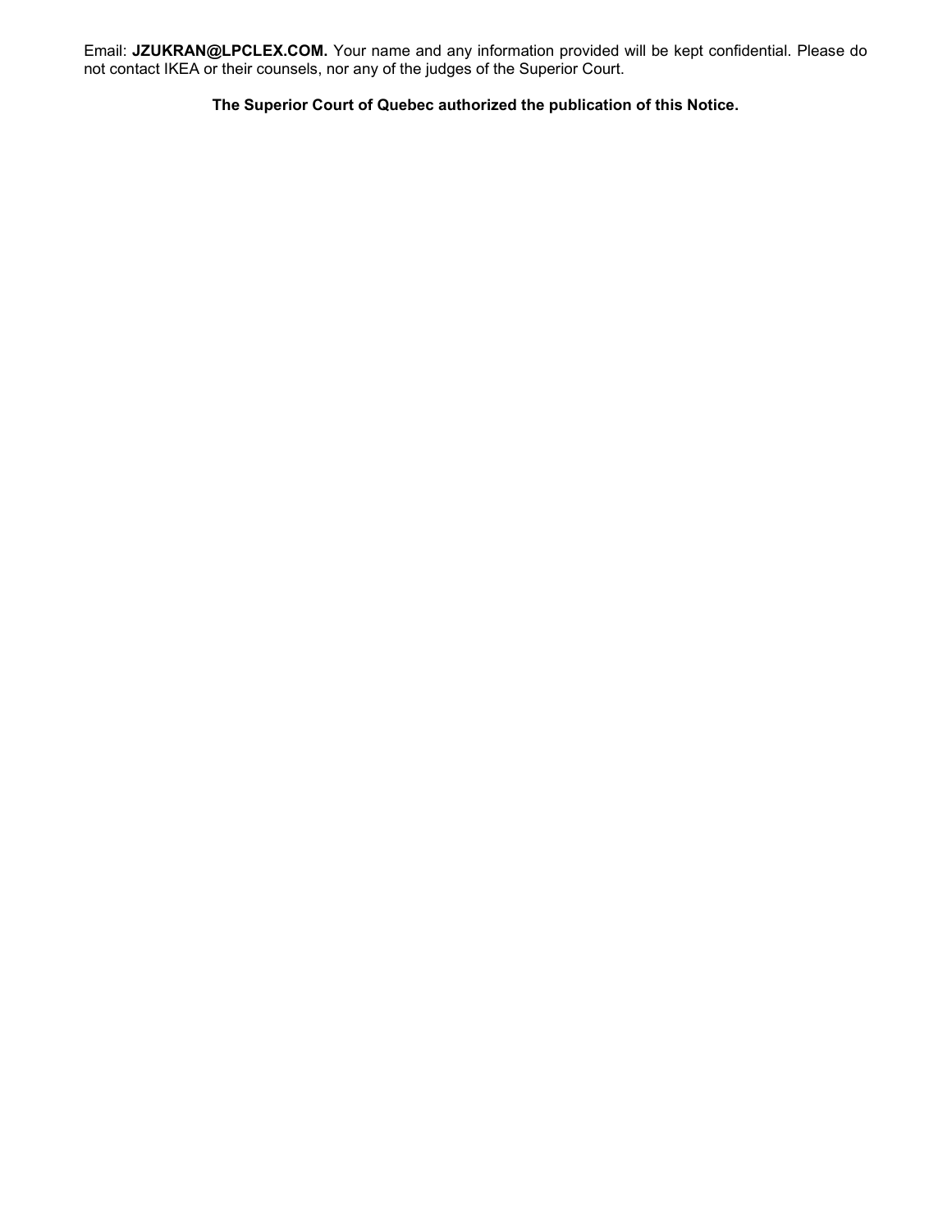Email: **JZUKRAN@LPCLEX.COM.** Your name and any information provided will be kept confidential. Please do not contact IKEA or their counsels, nor any of the judges of the Superior Court.

**The Superior Court of Quebec authorized the publication of this Notice.**